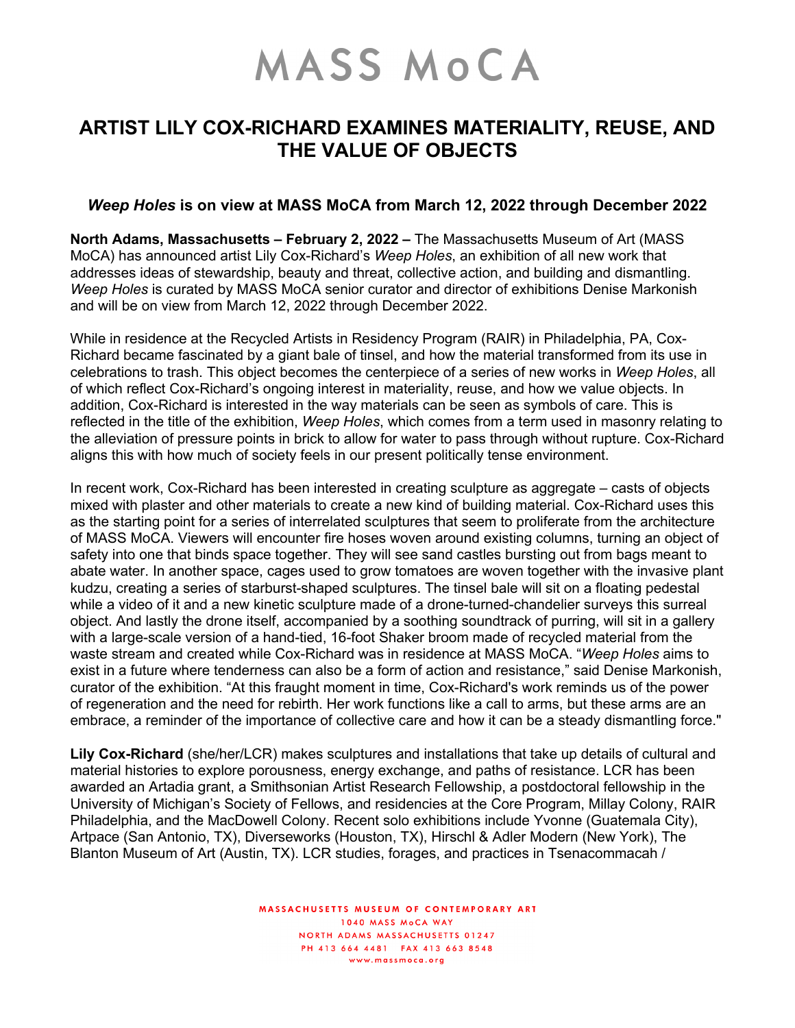# MASS MoCA

## ARTIST LILY COX-RICHARD EXAMINES MATERIALITY, REUSE, AND THE VALUE OF OBJECTS

### *Weep Holes* is on view at MASS MoCA from March 12, 2022 through December 2022

**North Adams, Massachusetts – February 2, 2022 –** The Massachusetts Museum of Art (MASS MoCA) has announced artist Lily Cox-Richard's *Weep Holes*, an exhibition of all new work that addresses ideas of stewardship, beauty and threat, collective action, and building and dismantling. *Weep Holes* is curated by MASS MoCA senior curator and director of exhibitions Denise Markonish and will be on view from March 12, 2022 through December 2022.

While in residence at the Recycled Artists in Residency Program (RAIR) in Philadelphia, PA, Cox-Richard became fascinated by a giant bale of tinsel, and how the material transformed from its use in celebrations to trash. This object becomes the centerpiece of a series of new works in *Weep Holes*, all of which reflect Cox-Richard's ongoing interest in materiality, reuse, and how we value objects. In addition, Cox-Richard is interested in the way materials can be seen as symbols of care. This is reflected in the title of the exhibition, *Weep Holes*, which comes from a term used in masonry relating to the alleviation of pressure points in brick to allow for water to pass through without rupture. Cox-Richard aligns this with how much of society feels in our present politically tense environment.

In recent work, Cox-Richard has been interested in creating sculpture as aggregate – casts of objects mixed with plaster and other materials to create a new kind of building material. Cox-Richard uses this as the starting point for a series of interrelated sculptures that seem to proliferate from the architecture of MASS MoCA. Viewers will encounter fire hoses woven around existing columns, turning an object of safety into one that binds space together. They will see sand castles bursting out from bags meant to abate water. In another space, cages used to grow tomatoes are woven together with the invasive plant kudzu, creating a series of starburst-shaped sculptures. The tinsel bale will sit on a floating pedestal while a video of it and a new kinetic sculpture made of a drone-turned-chandelier surveys this surreal object. And lastly the drone itself, accompanied by a soothing soundtrack of purring, will sit in a gallery with a large-scale version of a hand-tied, 16-foot Shaker broom made of recycled material from the waste stream and created while Cox-Richard was in residence at MASS MoCA. "*Weep Holes* aims to exist in a future where tenderness can also be a form of action and resistance," said Denise Markonish, curator of the exhibition. "At this fraught moment in time, Cox-Richard's work reminds us of the power of regeneration and the need for rebirth. Her work functions like a call to arms, but these arms are an embrace, a reminder of the importance of collective care and how it can be a steady dismantling force."

**Lily Cox-Richard** (she/her/LCR) makes sculptures and installations that take up details of cultural and material histories to explore porousness, energy exchange, and paths of resistance. LCR has been awarded an Artadia grant, a Smithsonian Artist Research Fellowship, a postdoctoral fellowship in the University of Michigan's Society of Fellows, and residencies at the Core Program, Millay Colony, RAIR Philadelphia, and the MacDowell Colony. Recent solo exhibitions include Yvonne (Guatemala City), Artpace (San Antonio, TX), Diverseworks (Houston, TX), Hirschl & Adler Modern (New York), The Blanton Museum of Art (Austin, TX). LCR studies, forages, and practices in Tsenacommacah /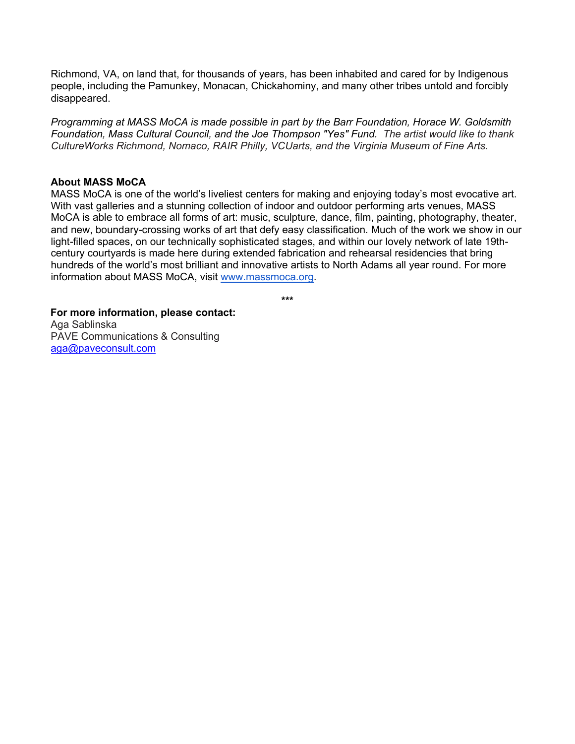Richmond, VA, on land that, for thousands of years, has been inhabited and cared for by Indigenous people, including the Pamunkey, Monacan, Chickahominy, and many other tribes untold and forcibly disappeared.

*Programming at MASS MoCA is made possible in part by the Barr Foundation, Horace W. Goldsmith Foundation, Mass Cultural Council, and the Joe Thompson "Yes" Fund. The artist would like to thank CultureWorks Richmond, Nomaco, RAIR Philly, VCUarts, and the Virginia Museum of Fine Arts.*

**About MASS MoCA**

MASS MoCA is one of the world's liveliest centers for making and enjoying today's most evocative art. With vast galleries and a stunning collection of indoor and outdoor performing arts venues, MASS MoCA is able to embrace all forms of art: music, sculpture, dance, film, painting, photography, theater, and new, boundary-crossing works of art that defy easy classification. Much of the work we show in our light-filled spaces, on our technically sophisticated stages, and within our lovely network of late 19th-century courtyards is made here during extended fabrication and rehearsal residencies that bring hundreds of the world's most brilliant and innovative artists to North Adams all year round. For more information about MASS MoCA, visit [www.massmoca.org](http://www.massmoca.org).

***

**For more information, please contact:**
Aga Sablinska
PAVE Communications & Consulting
[aga@paveconsult.com](mailto:aga@paveconsult.com)